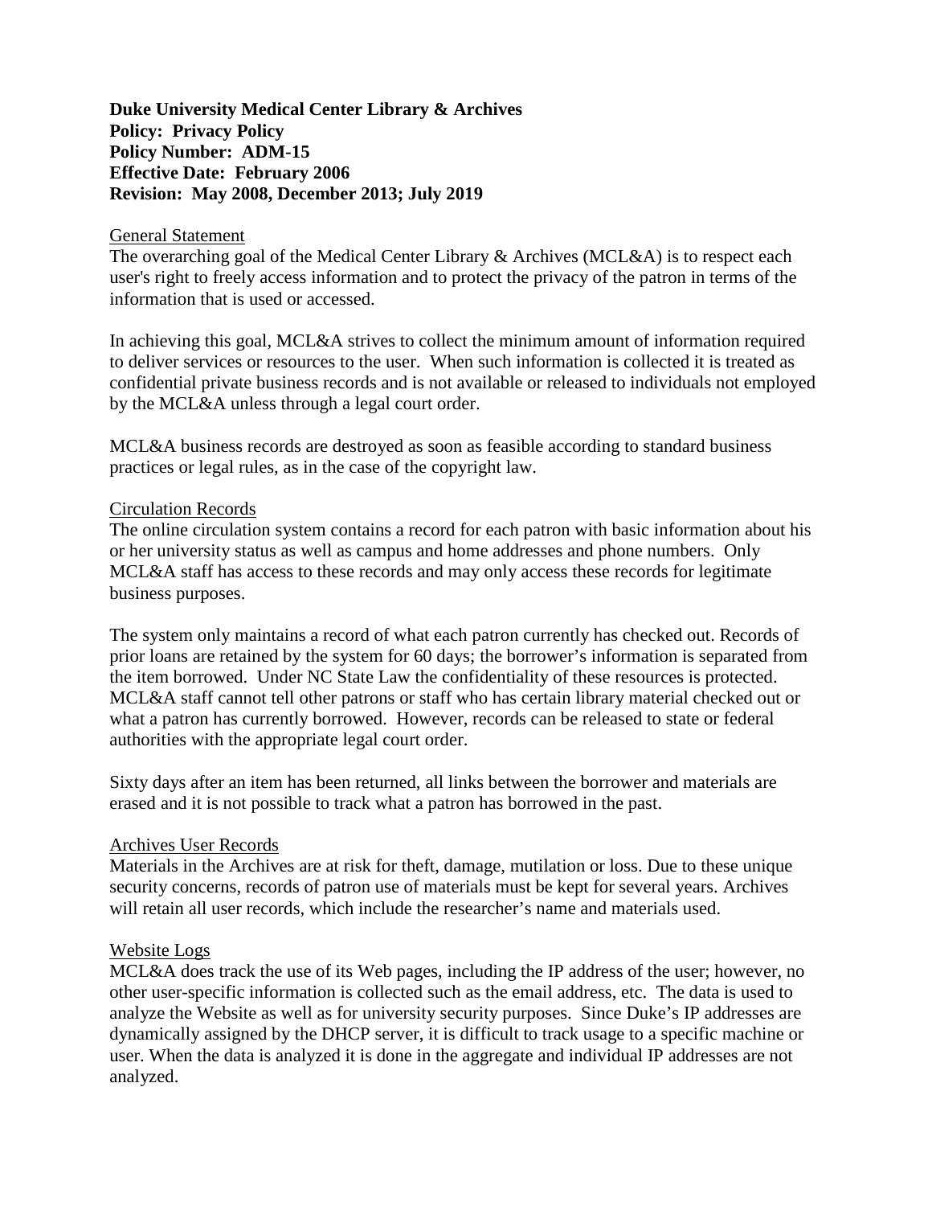**Duke University Medical Center Library & Archives**
**Policy: Privacy Policy**
**Policy Number: ADM-15**
**Effective Date: February 2006**
**Revision: May 2008, December 2013; July 2019**

## General Statement

The overarching goal of the Medical Center Library & Archives (MCL&A) is to respect each user's right to freely access information and to protect the privacy of the patron in terms of the information that is used or accessed.

In achieving this goal, MCL&A strives to collect the minimum amount of information required to deliver services or resources to the user. When such information is collected it is treated as confidential private business records and is not available or released to individuals not employed by the MCL&A unless through a legal court order.

MCL&A business records are destroyed as soon as feasible according to standard business practices or legal rules, as in the case of the copyright law.

## Circulation Records

The online circulation system contains a record for each patron with basic information about his or her university status as well as campus and home addresses and phone numbers. Only MCL&A staff has access to these records and may only access these records for legitimate business purposes.

The system only maintains a record of what each patron currently has checked out. Records of prior loans are retained by the system for 60 days; the borrower's information is separated from the item borrowed. Under NC State Law the confidentiality of these resources is protected. MCL&A staff cannot tell other patrons or staff who has certain library material checked out or what a patron has currently borrowed. However, records can be released to state or federal authorities with the appropriate legal court order.

Sixty days after an item has been returned, all links between the borrower and materials are erased and it is not possible to track what a patron has borrowed in the past.

## Archives User Records

Materials in the Archives are at risk for theft, damage, mutilation or loss. Due to these unique security concerns, records of patron use of materials must be kept for several years. Archives will retain all user records, which include the researcher's name and materials used.

## Website Logs

MCL&A does track the use of its Web pages, including the IP address of the user; however, no other user-specific information is collected such as the email address, etc. The data is used to analyze the Website as well as for university security purposes. Since Duke's IP addresses are dynamically assigned by the DHCP server, it is difficult to track usage to a specific machine or user. When the data is analyzed it is done in the aggregate and individual IP addresses are not analyzed.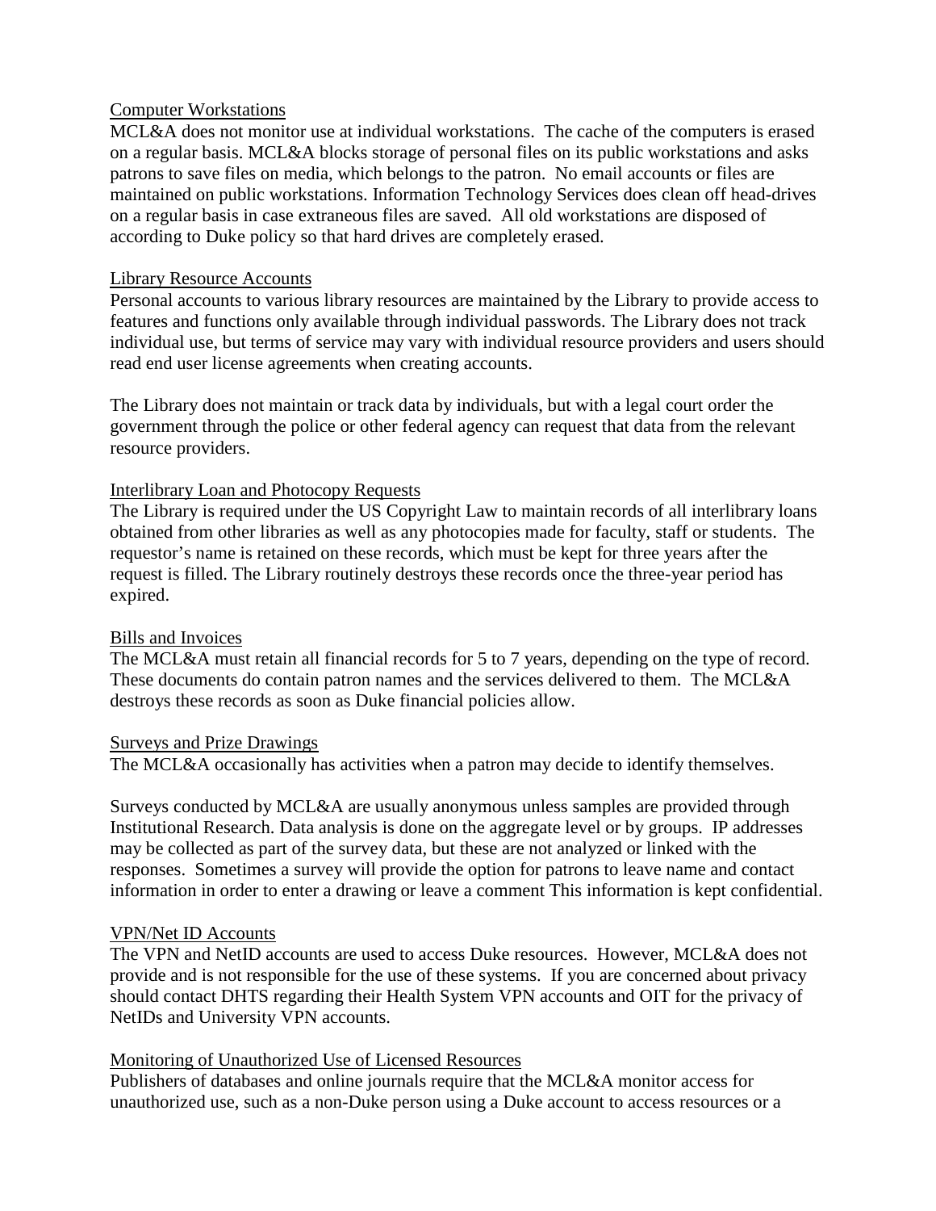Computer Workstations

MCL&A does not monitor use at individual workstations. The cache of the computers is erased on a regular basis. MCL&A blocks storage of personal files on its public workstations and asks patrons to save files on media, which belongs to the patron. No email accounts or files are maintained on public workstations. Information Technology Services does clean off head-drives on a regular basis in case extraneous files are saved. All old workstations are disposed of according to Duke policy so that hard drives are completely erased.

Library Resource Accounts

Personal accounts to various library resources are maintained by the Library to provide access to features and functions only available through individual passwords. The Library does not track individual use, but terms of service may vary with individual resource providers and users should read end user license agreements when creating accounts.

The Library does not maintain or track data by individuals, but with a legal court order the government through the police or other federal agency can request that data from the relevant resource providers.

Interlibrary Loan and Photocopy Requests

The Library is required under the US Copyright Law to maintain records of all interlibrary loans obtained from other libraries as well as any photocopies made for faculty, staff or students. The requestor's name is retained on these records, which must be kept for three years after the request is filled. The Library routinely destroys these records once the three-year period has expired.

Bills and Invoices

The MCL&A must retain all financial records for 5 to 7 years, depending on the type of record. These documents do contain patron names and the services delivered to them. The MCL&A destroys these records as soon as Duke financial policies allow.

Surveys and Prize Drawings

The MCL&A occasionally has activities when a patron may decide to identify themselves.

Surveys conducted by MCL&A are usually anonymous unless samples are provided through Institutional Research. Data analysis is done on the aggregate level or by groups. IP addresses may be collected as part of the survey data, but these are not analyzed or linked with the responses. Sometimes a survey will provide the option for patrons to leave name and contact information in order to enter a drawing or leave a comment This information is kept confidential.

VPN/Net ID Accounts

The VPN and NetID accounts are used to access Duke resources. However, MCL&A does not provide and is not responsible for the use of these systems. If you are concerned about privacy should contact DHTS regarding their Health System VPN accounts and OIT for the privacy of NetIDs and University VPN accounts.

Monitoring of Unauthorized Use of Licensed Resources

Publishers of databases and online journals require that the MCL&A monitor access for unauthorized use, such as a non-Duke person using a Duke account to access resources or a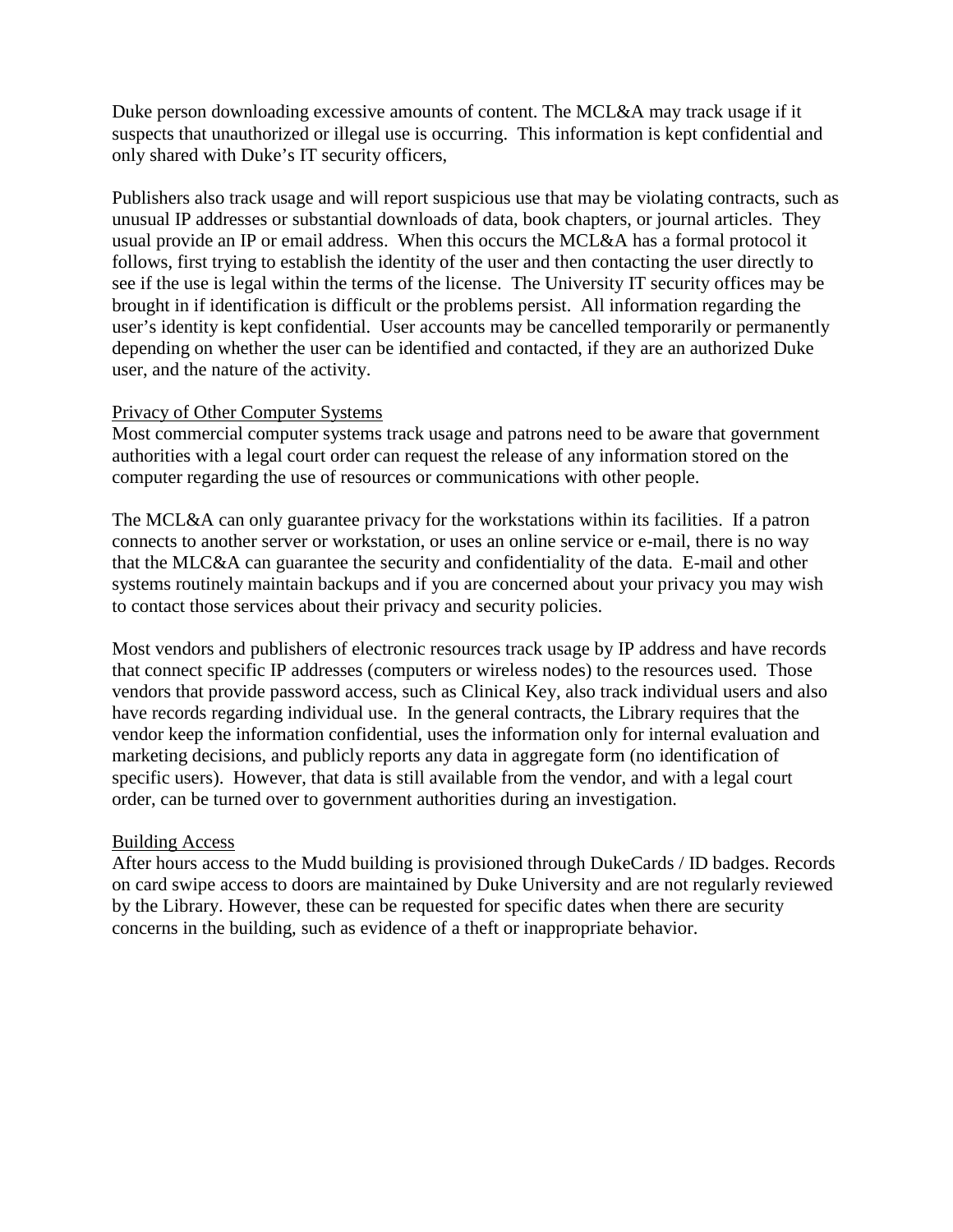Duke person downloading excessive amounts of content. The MCL&A may track usage if it suspects that unauthorized or illegal use is occurring. This information is kept confidential and only shared with Duke's IT security officers,

Publishers also track usage and will report suspicious use that may be violating contracts, such as unusual IP addresses or substantial downloads of data, book chapters, or journal articles. They usual provide an IP or email address. When this occurs the MCL&A has a formal protocol it follows, first trying to establish the identity of the user and then contacting the user directly to see if the use is legal within the terms of the license. The University IT security offices may be brought in if identification is difficult or the problems persist. All information regarding the user's identity is kept confidential. User accounts may be cancelled temporarily or permanently depending on whether the user can be identified and contacted, if they are an authorized Duke user, and the nature of the activity.

<u>Privacy of Other Computer Systems</u>

Most commercial computer systems track usage and patrons need to be aware that government authorities with a legal court order can request the release of any information stored on the computer regarding the use of resources or communications with other people.

The MCL&A can only guarantee privacy for the workstations within its facilities. If a patron connects to another server or workstation, or uses an online service or e-mail, there is no way that the MLC&A can guarantee the security and confidentiality of the data. E-mail and other systems routinely maintain backups and if you are concerned about your privacy you may wish to contact those services about their privacy and security policies.

Most vendors and publishers of electronic resources track usage by IP address and have records that connect specific IP addresses (computers or wireless nodes) to the resources used. Those vendors that provide password access, such as Clinical Key, also track individual users and also have records regarding individual use. In the general contracts, the Library requires that the vendor keep the information confidential, uses the information only for internal evaluation and marketing decisions, and publicly reports any data in aggregate form (no identification of specific users). However, that data is still available from the vendor, and with a legal court order, can be turned over to government authorities during an investigation.

<u>Building Access</u>

After hours access to the Mudd building is provisioned through DukeCards / ID badges. Records on card swipe access to doors are maintained by Duke University and are not regularly reviewed by the Library. However, these can be requested for specific dates when there are security concerns in the building, such as evidence of a theft or inappropriate behavior.